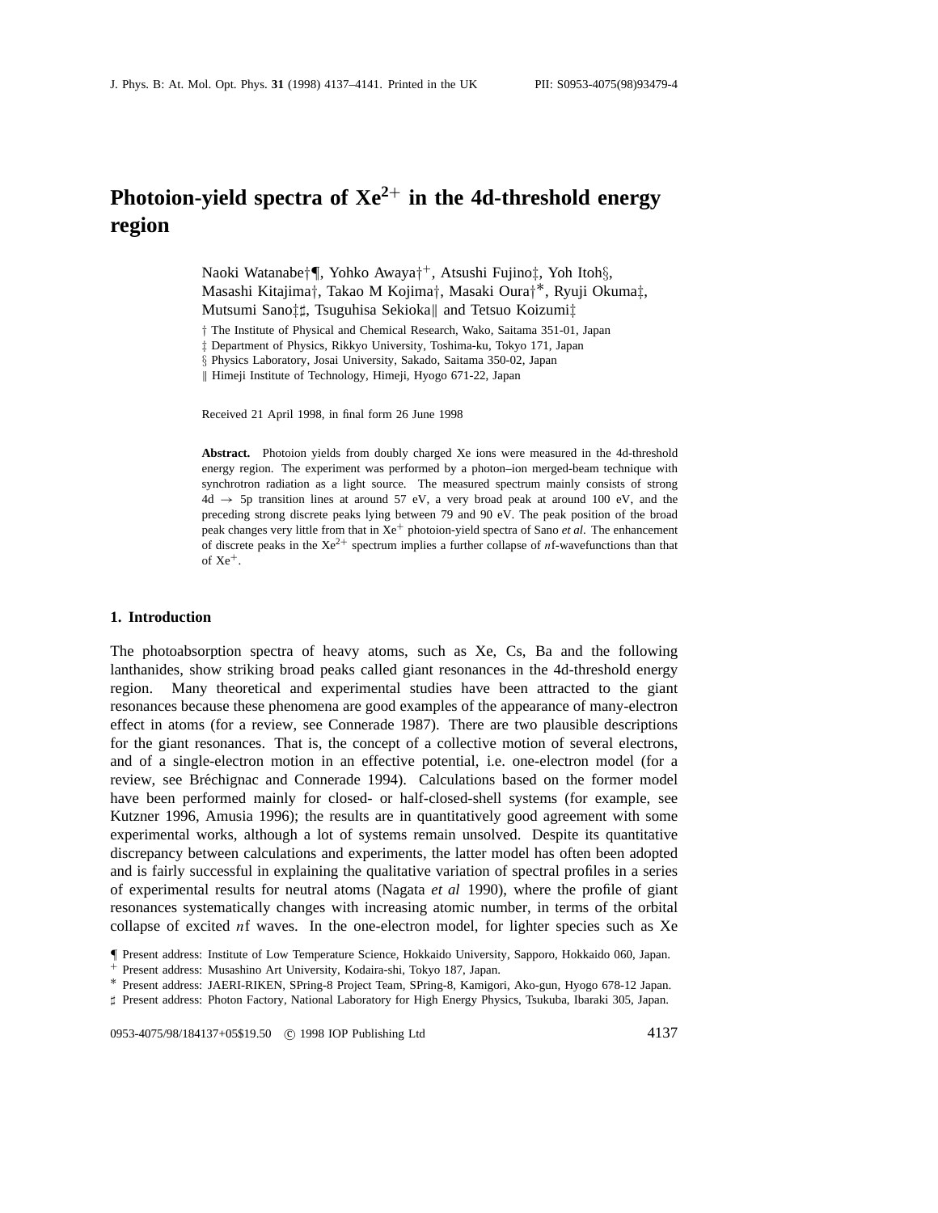# Photoion-yield spectra of $Xe^{2+}$ in the 4d-threshold energy region

Naoki Watanabe†¶, Yohko Awaya†[+], Atsushi Fujino‡, Yoh Itoh§, Masashi Kitajima†, Takao M Kojima†, Masaki Oura†[*], Ryuji Okuma‡, Mutsumi Sano‡♯, Tsuguhisa Sekioka‖ and Tetsuo Koizumi‡

† The Institute of Physical and Chemical Research, Wako, Saitama 351-01, Japan
‡ Department of Physics, Rikkyo University, Toshima-ku, Tokyo 171, Japan
§ Physics Laboratory, Josai University, Sakado, Saitama 350-02, Japan
‖ Himeji Institute of Technology, Himeji, Hyogo 671-22, Japan

Received 21 April 1998, in final form 26 June 1998

**Abstract.** Photoion yields from doubly charged Xe ions were measured in the 4d-threshold energy region. The experiment was performed by a photon–ion merged-beam technique with synchrotron radiation as a light source. The measured spectrum mainly consists of strong 4d → 5p transition lines at around 57 eV, a very broad peak at around 100 eV, and the preceding strong discrete peaks lying between 79 and 90 eV. The peak position of the broad peak changes very little from that in $Xe^{+}$ photoion-yield spectra of Sano *et al*. The enhancement of discrete peaks in the $Xe^{2+}$ spectrum implies a further collapse of $n$f-wavefunctions than that of $Xe^{+}$.

## 1. Introduction

The photoabsorption spectra of heavy atoms, such as Xe, Cs, Ba and the following lanthanides, show striking broad peaks called giant resonances in the 4d-threshold energy region. Many theoretical and experimental studies have been attracted to the giant resonances because these phenomena are good examples of the appearance of many-electron effect in atoms (for a review, see Connerade 1987). There are two plausible descriptions for the giant resonances. That is, the concept of a collective motion of several electrons, and of a single-electron motion in an effective potential, i.e. one-electron model (for a review, see Bréchignac and Connerade 1994). Calculations based on the former model have been performed mainly for closed- or half-closed-shell systems (for example, see Kutzner 1996, Amusia 1996); the results are in quantitatively good agreement with some experimental works, although a lot of systems remain unsolved. Despite its quantitative discrepancy between calculations and experiments, the latter model has often been adopted and is fairly successful in explaining the qualitative variation of spectral profiles in a series of experimental results for neutral atoms (Nagata *et al* 1990), where the profile of giant resonances systematically changes with increasing atomic number, in terms of the orbital collapse of excited $n$f waves. In the one-electron model, for lighter species such as Xe

¶ Present address: Institute of Low Temperature Science, Hokkaido University, Sapporo, Hokkaido 060, Japan.
[+] Present address: Musashino Art University, Kodaira-shi, Tokyo 187, Japan.
[*] Present address: JAERI-RIKEN, SPring-8 Project Team, SPring-8, Kamigori, Ako-gun, Hyogo 678-12 Japan.
♯ Present address: Photon Factory, National Laboratory for High Energy Physics, Tsukuba, Ibaraki 305, Japan.

0953-4075/98/184137+05$19.50 © 1998 IOP Publishing Ltd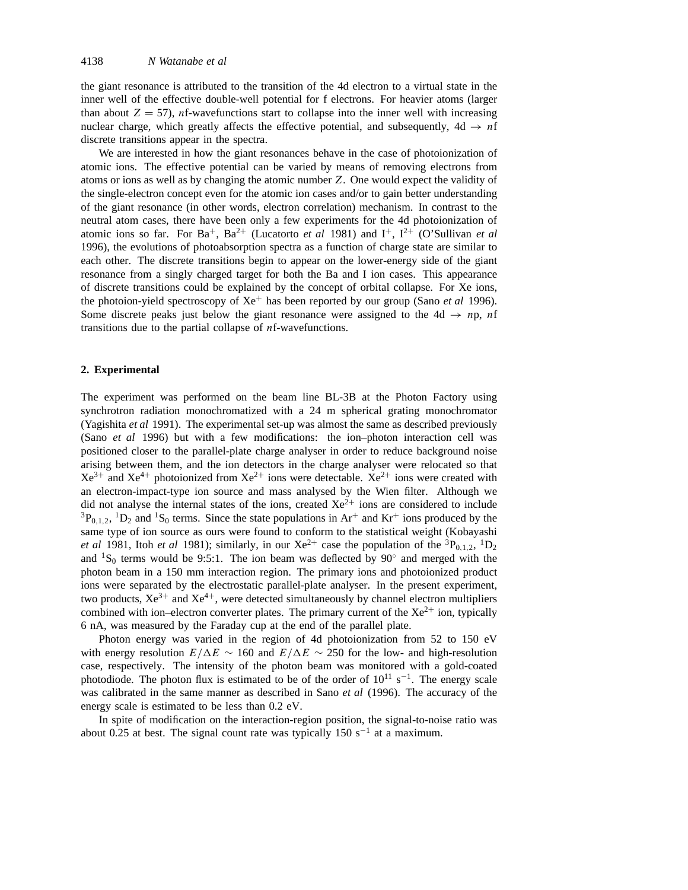the giant resonance is attributed to the transition of the 4d electron to a virtual state in the inner well of the effective double-well potential for f electrons. For heavier atoms (larger than about $Z = 57$), $n$f-wavefunctions start to collapse into the inner well with increasing nuclear charge, which greatly affects the effective potential, and subsequently, 4d $\rightarrow$ $n$f discrete transitions appear in the spectra.

We are interested in how the giant resonances behave in the case of photoionization of atomic ions. The effective potential can be varied by means of removing electrons from atoms or ions as well as by changing the atomic number $Z$. One would expect the validity of the single-electron concept even for the atomic ion cases and/or to gain better understanding of the giant resonance (in other words, electron correlation) mechanism. In contrast to the neutral atom cases, there have been only a few experiments for the 4d photoionization of atomic ions so far. For $Ba^+$, $Ba^{2+}$ (Lucatorto *et al* 1981) and $I^+$, $I^{2+}$ (O'Sullivan *et al* 1996), the evolutions of photoabsorption spectra as a function of charge state are similar to each other. The discrete transitions begin to appear on the lower-energy side of the giant resonance from a singly charged target for both the Ba and I ion cases. This appearance of discrete transitions could be explained by the concept of orbital collapse. For Xe ions, the photoion-yield spectroscopy of $Xe^+$ has been reported by our group (Sano *et al* 1996). Some discrete peaks just below the giant resonance were assigned to the 4d $\rightarrow$ $n$p, $n$f transitions due to the partial collapse of $n$f-wavefunctions.

## 2. Experimental

The experiment was performed on the beam line BL-3B at the Photon Factory using synchrotron radiation monochromatized with a 24 m spherical grating monochromator (Yagishita *et al* 1991). The experimental set-up was almost the same as described previously (Sano *et al* 1996) but with a few modifications: the ion–photon interaction cell was positioned closer to the parallel-plate charge analyser in order to reduce background noise arising between them, and the ion detectors in the charge analyser were relocated so that $Xe^{3+}$ and $Xe^{4+}$ photoionized from $Xe^{2+}$ ions were detectable. $Xe^{2+}$ ions were created with an electron-impact-type ion source and mass analysed by the Wien filter. Although we did not analyse the internal states of the ions, created $Xe^{2+}$ ions are considered to include $^3P_{0,1,2}$, $^1D_2$ and $^1S_0$ terms. Since the state populations in $Ar^+$ and $Kr^+$ ions produced by the same type of ion source as ours were found to conform to the statistical weight (Kobayashi *et al* 1981, Itoh *et al* 1981); similarly, in our $Xe^{2+}$ case the population of the $^3P_{0,1,2}$, $^1D_2$ and $^1S_0$ terms would be 9:5:1. The ion beam was deflected by 90$^\circ$ and merged with the photon beam in a 150 mm interaction region. The primary ions and photoionized product ions were separated by the electrostatic parallel-plate analyser. In the present experiment, two products, $Xe^{3+}$ and $Xe^{4+}$, were detected simultaneously by channel electron multipliers combined with ion–electron converter plates. The primary current of the $Xe^{2+}$ ion, typically 6 nA, was measured by the Faraday cup at the end of the parallel plate.

Photon energy was varied in the region of 4d photoionization from 52 to 150 eV with energy resolution $E/\Delta E \sim 160$ and $E/\Delta E \sim 250$ for the low- and high-resolution case, respectively. The intensity of the photon beam was monitored with a gold-coated photodiode. The photon flux is estimated to be of the order of $10^{11}$ s$^{-1}$. The energy scale was calibrated in the same manner as described in Sano *et al* (1996). The accuracy of the energy scale is estimated to be less than 0.2 eV.

In spite of modification on the interaction-region position, the signal-to-noise ratio was about 0.25 at best. The signal count rate was typically 150 s$^{-1}$ at a maximum.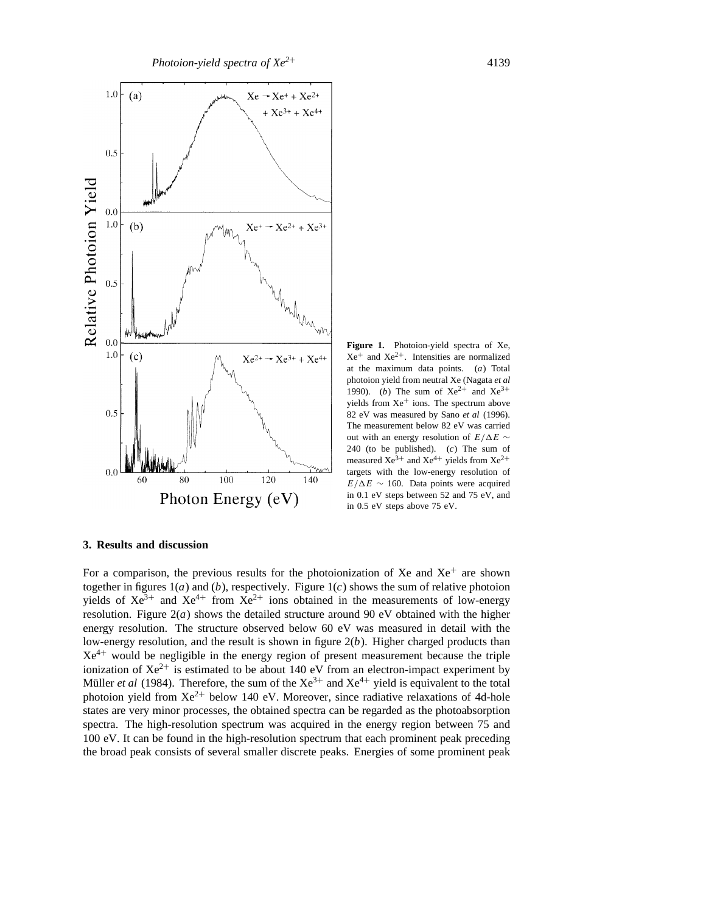**Figure 1.** Photoion-yield spectra of Xe, $Xe^{+}$ and $Xe^{2+}$. Intensities are normalized at the maximum data points. (*a*) Total photoion yield from neutral Xe (Nagata *et al* 1990). (*b*) The sum of $Xe^{2+}$ and $Xe^{3+}$ yields from $Xe^{+}$ ions. The spectrum above 82 eV was measured by Sano *et al* (1996). The measurement below 82 eV was carried out with an energy resolution of $E/\Delta E \sim 240$ (to be published). (*c*) The sum of measured $Xe^{3+}$ and $Xe^{4+}$ yields from $Xe^{2+}$ targets with the low-energy resolution of $E/\Delta E \sim 160$. Data points were acquired in 0.1 eV steps between 52 and 75 eV, and in 0.5 eV steps above 75 eV.

## 3. Results and discussion

For a comparison, the previous results for the photoionization of Xe and $Xe^{+}$ are shown together in figures 1(*a*) and (*b*), respectively. Figure 1(*c*) shows the sum of relative photoion yields of $Xe^{3+}$ and $Xe^{4+}$ from $Xe^{2+}$ ions obtained in the measurements of low-energy resolution. Figure 2(*a*) shows the detailed structure around 90 eV obtained with the higher energy resolution. The structure observed below 60 eV was measured in detail with the low-energy resolution, and the result is shown in figure 2(*b*). Higher charged products than $Xe^{4+}$ would be negligible in the energy region of present measurement because the triple ionization of $Xe^{2+}$ is estimated to be about 140 eV from an electron-impact experiment by Müller *et al* (1984). Therefore, the sum of the $Xe^{3+}$ and $Xe^{4+}$ yield is equivalent to the total photoion yield from $Xe^{2+}$ below 140 eV. Moreover, since radiative relaxations of 4d-hole states are very minor processes, the obtained spectra can be regarded as the photoabsorption spectra. The high-resolution spectrum was acquired in the energy region between 75 and 100 eV. It can be found in the high-resolution spectrum that each prominent peak preceding the broad peak consists of several smaller discrete peaks. Energies of some prominent peak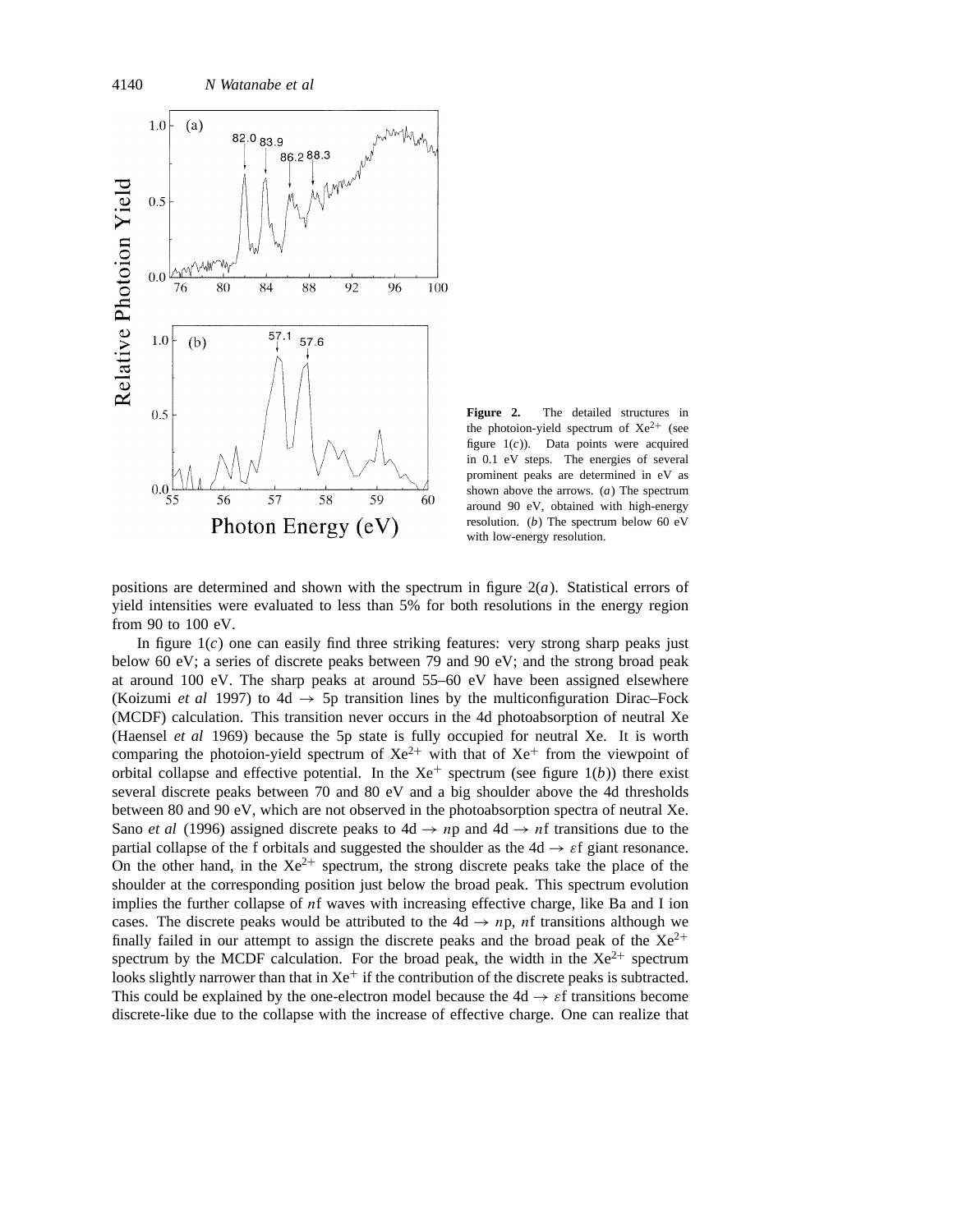**Figure 2.** The detailed structures in the photoion-yield spectrum of $Xe^{2+}$ (see figure 1(*c*)). Data points were acquired in 0.1 eV steps. The energies of several prominent peaks are determined in eV as shown above the arrows. (*a*) The spectrum around 90 eV, obtained with high-energy resolution. (*b*) The spectrum below 60 eV with low-energy resolution.

positions are determined and shown with the spectrum in figure 2(*a*). Statistical errors of yield intensities were evaluated to less than 5% for both resolutions in the energy region from 90 to 100 eV.

In figure 1(*c*) one can easily find three striking features: very strong sharp peaks just below 60 eV; a series of discrete peaks between 79 and 90 eV; and the strong broad peak at around 100 eV. The sharp peaks at around 55–60 eV have been assigned elsewhere (Koizumi *et al* 1997) to 4d → 5p transition lines by the multiconfiguration Dirac–Fock (MCDF) calculation. This transition never occurs in the 4d photoabsorption of neutral Xe (Haensel *et al* 1969) because the 5p state is fully occupied for neutral Xe. It is worth comparing the photoion-yield spectrum of $Xe^{2+}$ with that of $Xe^{+}$ from the viewpoint of orbital collapse and effective potential. In the $Xe^{+}$ spectrum (see figure 1(*b*)) there exist several discrete peaks between 70 and 80 eV and a big shoulder above the 4d thresholds between 80 and 90 eV, which are not observed in the photoabsorption spectra of neutral Xe. Sano *et al* (1996) assigned discrete peaks to 4d → *n*p and 4d → *n*f transitions due to the partial collapse of the f orbitals and suggested the shoulder as the 4d → $\varepsilon$f giant resonance. On the other hand, in the $Xe^{2+}$ spectrum, the strong discrete peaks take the place of the shoulder at the corresponding position just below the broad peak. This spectrum evolution implies the further collapse of *n*f waves with increasing effective charge, like Ba and I ion cases. The discrete peaks would be attributed to the 4d → *n*p, *n*f transitions although we finally failed in our attempt to assign the discrete peaks and the broad peak of the $Xe^{2+}$ spectrum by the MCDF calculation. For the broad peak, the width in the $Xe^{2+}$ spectrum looks slightly narrower than that in $Xe^{+}$ if the contribution of the discrete peaks is subtracted. This could be explained by the one-electron model because the 4d → $\varepsilon$f transitions become discrete-like due to the collapse with the increase of effective charge. One can realize that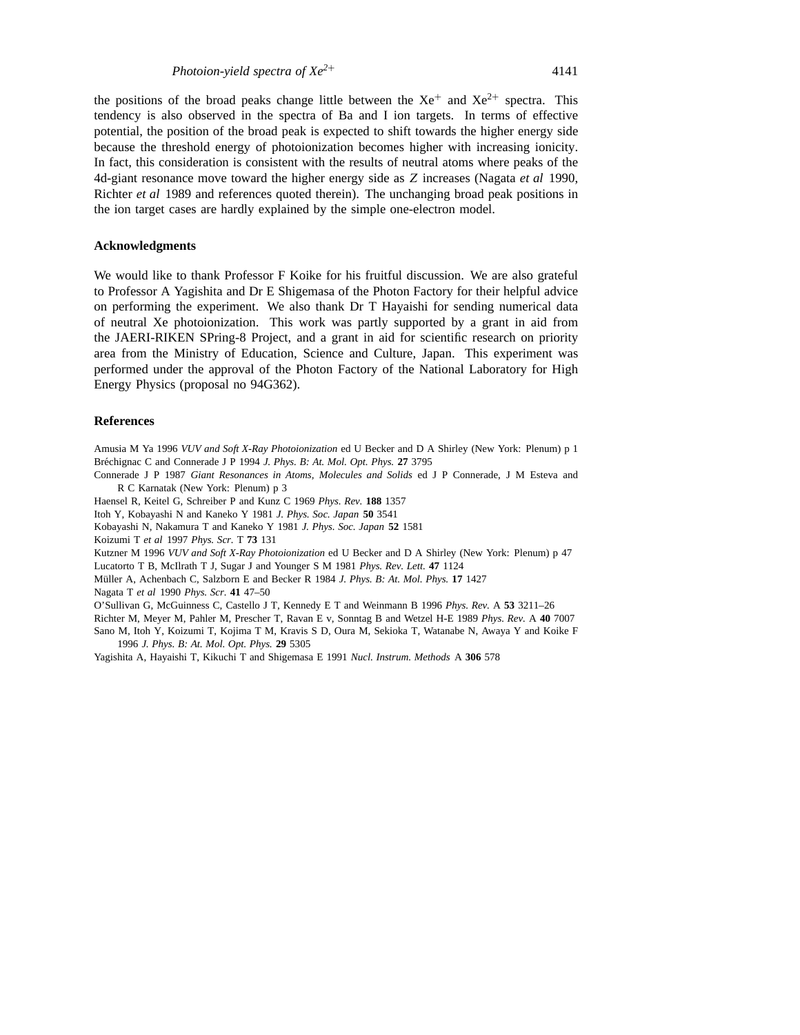the positions of the broad peaks change little between the $Xe^{+}$ and $Xe^{2+}$ spectra. This tendency is also observed in the spectra of Ba and I ion targets. In terms of effective potential, the position of the broad peak is expected to shift towards the higher energy side because the threshold energy of photoionization becomes higher with increasing ionicity. In fact, this consideration is consistent with the results of neutral atoms where peaks of the 4d-giant resonance move toward the higher energy side as $Z$ increases (Nagata *et al* 1990, Richter *et al* 1989 and references quoted therein). The unchanging broad peak positions in the ion target cases are hardly explained by the simple one-electron model.

## Acknowledgments

We would like to thank Professor F Koike for his fruitful discussion. We are also grateful to Professor A Yagishita and Dr E Shigemasa of the Photon Factory for their helpful advice on performing the experiment. We also thank Dr T Hayaishi for sending numerical data of neutral Xe photoionization. This work was partly supported by a grant in aid from the JAERI-RIKEN SPring-8 Project, and a grant in aid for scientific research on priority area from the Ministry of Education, Science and Culture, Japan. This experiment was performed under the approval of the Photon Factory of the National Laboratory for High Energy Physics (proposal no 94G362).

## References

Amusia M Ya 1996 *VUV and Soft X-Ray Photoionization* ed U Becker and D A Shirley (New York: Plenum) p 1

Bréchignac C and Connerade J P 1994 *J. Phys. B: At. Mol. Opt. Phys.* **27** 3795

Connerade J P 1987 *Giant Resonances in Atoms, Molecules and Solids* ed J P Connerade, J M Esteva and R C Karnatak (New York: Plenum) p 3

Haensel R, Keitel G, Schreiber P and Kunz C 1969 *Phys. Rev.* **188** 1357

Itoh Y, Kobayashi N and Kaneko Y 1981 *J. Phys. Soc. Japan* **50** 3541

Kobayashi N, Nakamura T and Kaneko Y 1981 *J. Phys. Soc. Japan* **52** 1581

Koizumi T *et al* 1997 *Phys. Scr.* T **73** 131

Kutzner M 1996 *VUV and Soft X-Ray Photoionization* ed U Becker and D A Shirley (New York: Plenum) p 47

Lucatorto T B, McIlrath T J, Sugar J and Younger S M 1981 *Phys. Rev. Lett.* **47** 1124

Müller A, Achenbach C, Salzborn E and Becker R 1984 *J. Phys. B: At. Mol. Phys.* **17** 1427

Nagata T *et al* 1990 *Phys. Scr.* **41** 47–50

O'Sullivan G, McGuinness C, Castello J T, Kennedy E T and Weinmann B 1996 *Phys. Rev.* A **53** 3211–26

Richter M, Meyer M, Pahler M, Prescher T, Ravan E v, Sonntag B and Wetzel H-E 1989 *Phys. Rev.* A **40** 7007

Sano M, Itoh Y, Koizumi T, Kojima T M, Kravis S D, Oura M, Sekioka T, Watanabe N, Awaya Y and Koike F 1996 *J. Phys. B: At. Mol. Opt. Phys.* **29** 5305

Yagishita A, Hayaishi T, Kikuchi T and Shigemasa E 1991 *Nucl. Instrum. Methods* A **306** 578